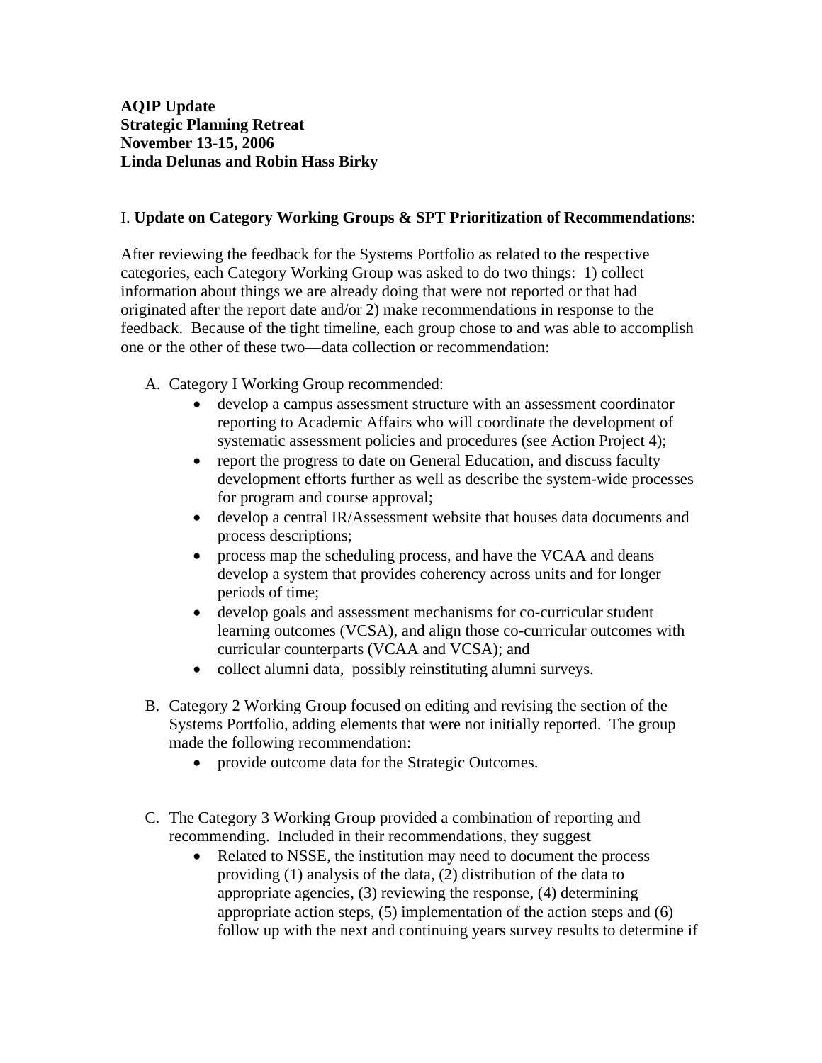**AQIP Update**
**Strategic Planning Retreat**
**November 13-15, 2006**
**Linda Delunas and Robin Hass Birky**

I. **Update on Category Working Groups & SPT Prioritization of Recommendations**:

After reviewing the feedback for the Systems Portfolio as related to the respective categories, each Category Working Group was asked to do two things: 1) collect information about things we are already doing that were not reported or that had originated after the report date and/or 2) make recommendations in response to the feedback. Because of the tight timeline, each group chose to and was able to accomplish one or the other of these two—data collection or recommendation:

A. Category I Working Group recommended:
   - develop a campus assessment structure with an assessment coordinator reporting to Academic Affairs who will coordinate the development of systematic assessment policies and procedures (see Action Project 4);
   - report the progress to date on General Education, and discuss faculty development efforts further as well as describe the system-wide processes for program and course approval;
   - develop a central IR/Assessment website that houses data documents and process descriptions;
   - process map the scheduling process, and have the VCAA and deans develop a system that provides coherency across units and for longer periods of time;
   - develop goals and assessment mechanisms for co-curricular student learning outcomes (VCSA), and align those co-curricular outcomes with curricular counterparts (VCAA and VCSA); and
   - collect alumni data, possibly reinstituting alumni surveys.

B. Category 2 Working Group focused on editing and revising the section of the Systems Portfolio, adding elements that were not initially reported. The group made the following recommendation:
   - provide outcome data for the Strategic Outcomes.

C. The Category 3 Working Group provided a combination of reporting and recommending. Included in their recommendations, they suggest
   - Related to NSSE, the institution may need to document the process providing (1) analysis of the data, (2) distribution of the data to appropriate agencies, (3) reviewing the response, (4) determining appropriate action steps, (5) implementation of the action steps and (6) follow up with the next and continuing years survey results to determine if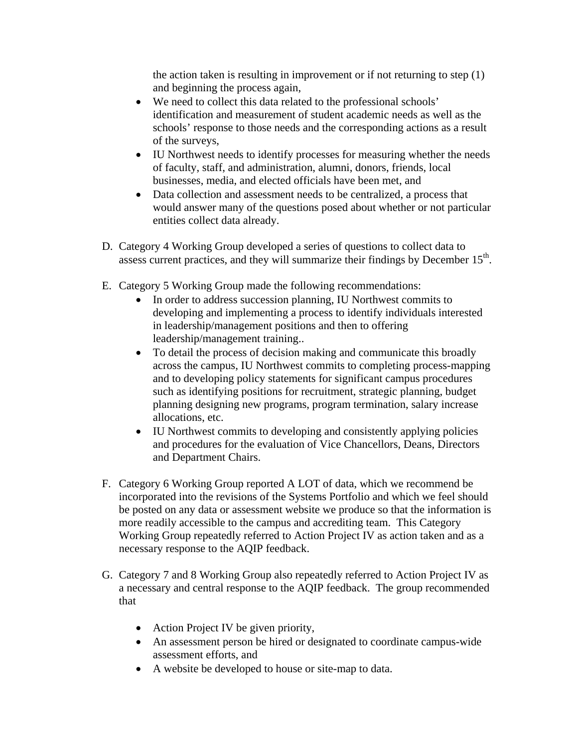the action taken is resulting in improvement or if not returning to step (1) and beginning the process again,

- We need to collect this data related to the professional schools' identification and measurement of student academic needs as well as the schools' response to those needs and the corresponding actions as a result of the surveys,
- IU Northwest needs to identify processes for measuring whether the needs of faculty, staff, and administration, alumni, donors, friends, local businesses, media, and elected officials have been met, and
- Data collection and assessment needs to be centralized, a process that would answer many of the questions posed about whether or not particular entities collect data already.

D. Category 4 Working Group developed a series of questions to collect data to assess current practices, and they will summarize their findings by December 15th.

E. Category 5 Working Group made the following recommendations:
   - In order to address succession planning, IU Northwest commits to developing and implementing a process to identify individuals interested in leadership/management positions and then to offering leadership/management training..
   - To detail the process of decision making and communicate this broadly across the campus, IU Northwest commits to completing process-mapping and to developing policy statements for significant campus procedures such as identifying positions for recruitment, strategic planning, budget planning designing new programs, program termination, salary increase allocations, etc.
   - IU Northwest commits to developing and consistently applying policies and procedures for the evaluation of Vice Chancellors, Deans, Directors and Department Chairs.

F. Category 6 Working Group reported A LOT of data, which we recommend be incorporated into the revisions of the Systems Portfolio and which we feel should be posted on any data or assessment website we produce so that the information is more readily accessible to the campus and accrediting team. This Category Working Group repeatedly referred to Action Project IV as action taken and as a necessary response to the AQIP feedback.

G. Category 7 and 8 Working Group also repeatedly referred to Action Project IV as a necessary and central response to the AQIP feedback. The group recommended that

   - Action Project IV be given priority,
   - An assessment person be hired or designated to coordinate campus-wide assessment efforts, and
   - A website be developed to house or site-map to data.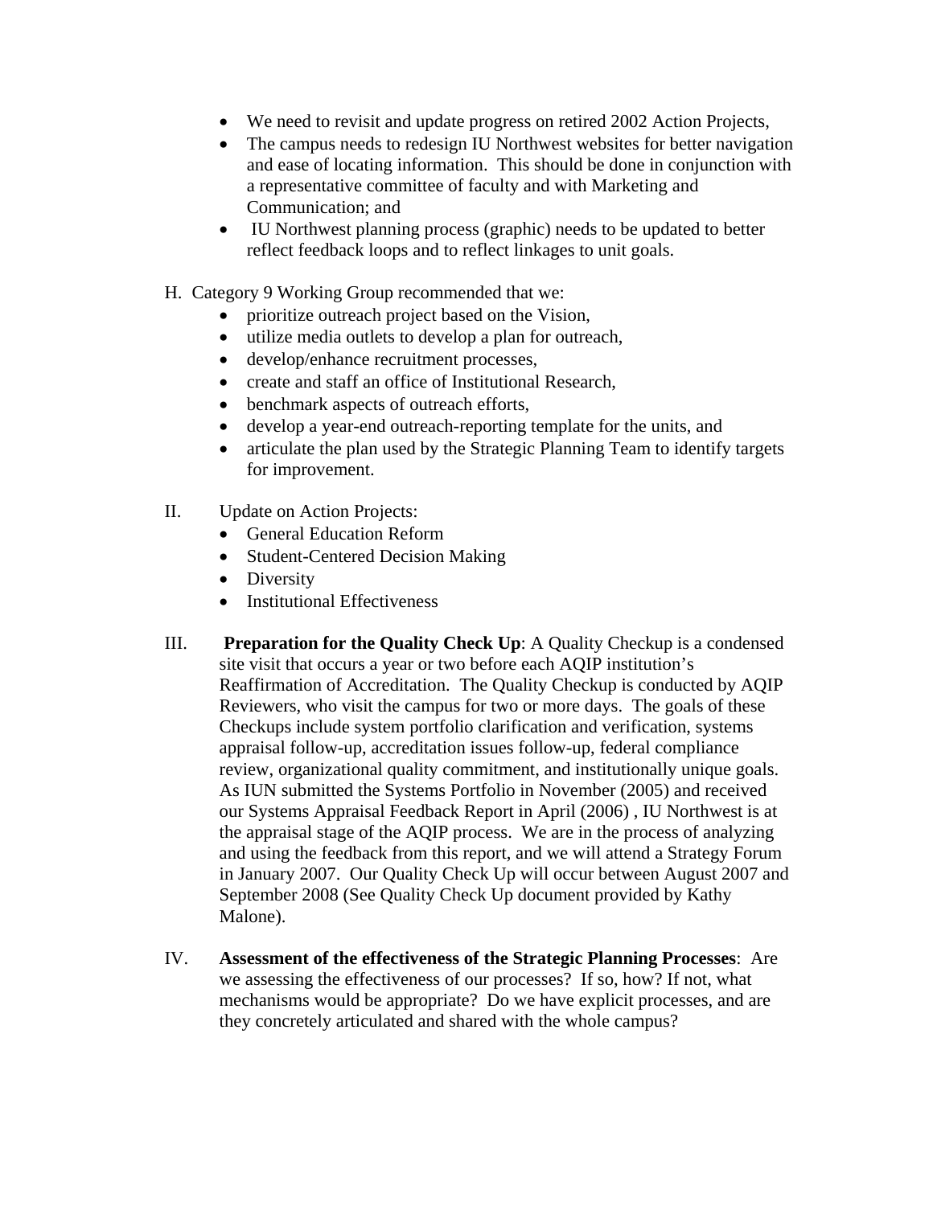- We need to revisit and update progress on retired 2002 Action Projects,
- The campus needs to redesign IU Northwest websites for better navigation and ease of locating information. This should be done in conjunction with a representative committee of faculty and with Marketing and Communication; and
- IU Northwest planning process (graphic) needs to be updated to better reflect feedback loops and to reflect linkages to unit goals.

H. Category 9 Working Group recommended that we:
- prioritize outreach project based on the Vision,
- utilize media outlets to develop a plan for outreach,
- develop/enhance recruitment processes,
- create and staff an office of Institutional Research,
- benchmark aspects of outreach efforts,
- develop a year-end outreach-reporting template for the units, and
- articulate the plan used by the Strategic Planning Team to identify targets for improvement.

II. Update on Action Projects:
- General Education Reform
- Student-Centered Decision Making
- Diversity
- Institutional Effectiveness

III. **Preparation for the Quality Check Up**: A Quality Checkup is a condensed site visit that occurs a year or two before each AQIP institution's Reaffirmation of Accreditation. The Quality Checkup is conducted by AQIP Reviewers, who visit the campus for two or more days. The goals of these Checkups include system portfolio clarification and verification, systems appraisal follow-up, accreditation issues follow-up, federal compliance review, organizational quality commitment, and institutionally unique goals. As IUN submitted the Systems Portfolio in November (2005) and received our Systems Appraisal Feedback Report in April (2006) , IU Northwest is at the appraisal stage of the AQIP process. We are in the process of analyzing and using the feedback from this report, and we will attend a Strategy Forum in January 2007. Our Quality Check Up will occur between August 2007 and September 2008 (See Quality Check Up document provided by Kathy Malone).

IV. **Assessment of the effectiveness of the Strategic Planning Processes**: Are we assessing the effectiveness of our processes? If so, how? If not, what mechanisms would be appropriate? Do we have explicit processes, and are they concretely articulated and shared with the whole campus?